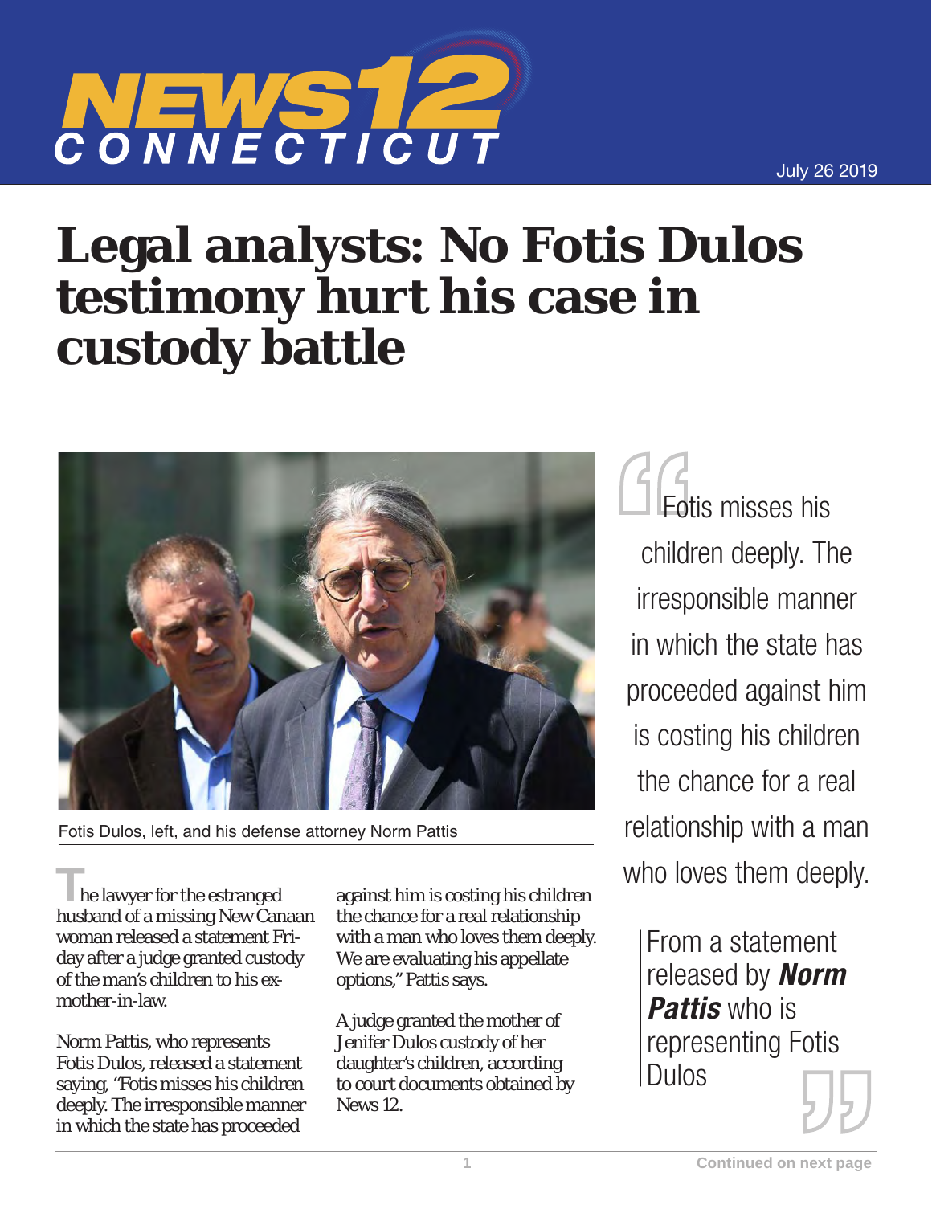July 26 2019

# Legal analysts: No Fotis Dulos testimony hurt his case in custody battle

Fotis Dulos, left, and his defense attorney Norm Pattis

> Fotis misses his children deeply. The irresponsible manner in which the state has proceeded against him is costing his children the chance for a real relationship with a man who loves them deeply.
>
> From a statement released by ***Norm Pattis*** who is representing Fotis Dulos

The lawyer for the estranged husband of a missing New Canaan woman released a statement Friday after a judge granted custody of the man's children to his ex-mother-in-law.

Norm Pattis, who represents Fotis Dulos, released a statement saying, "Fotis misses his children deeply. The irresponsible manner in which the state has proceeded against him is costing his children the chance for a real relationship with a man who loves them deeply. We are evaluating his appellate options," Pattis says.

A judge granted the mother of Jenifer Dulos custody of her daughter's children, according to court documents obtained by News 12.

Continued on next page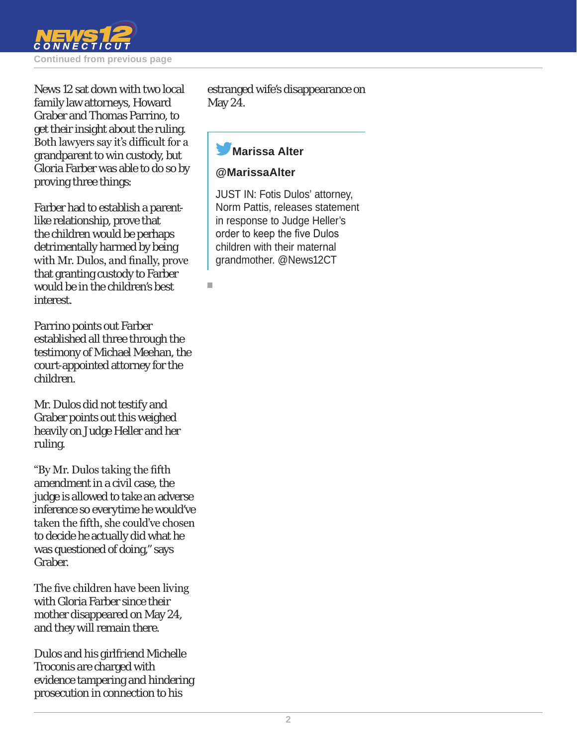Continued from previous page

News 12 sat down with two local family law attorneys, Howard Graber and Thomas Parrino, to get their insight about the ruling. Both lawyers say it's difficult for a grandparent to win custody, but Gloria Farber was able to do so by proving three things:

Farber had to establish a parent-like relationship, prove that the children would be perhaps detrimentally harmed by being with Mr. Dulos, and finally, prove that granting custody to Farber would be in the children's best interest.

Parrino points out Farber established all three through the testimony of Michael Meehan, the court-appointed attorney for the children.

Mr. Dulos did not testify and Graber points out this weighed heavily on Judge Heller and her ruling.

"By Mr. Dulos taking the fifth amendment in a civil case, the judge is allowed to take an adverse inference so everytime he would've taken the fifth, she could've chosen to decide he actually did what he was questioned of doing," says Graber.

The five children have been living with Gloria Farber since their mother disappeared on May 24, and they will remain there.

Dulos and his girlfriend Michelle Troconis are charged with evidence tampering and hindering prosecution in connection to his estranged wife's disappearance on May 24.

> **Marissa Alter**
>
> **@MarissaAlter**
>
> JUST IN: Fotis Dulos' attorney, Norm Pattis, releases statement in response to Judge Heller's order to keep the five Dulos children with their maternal grandmother. @News12CT